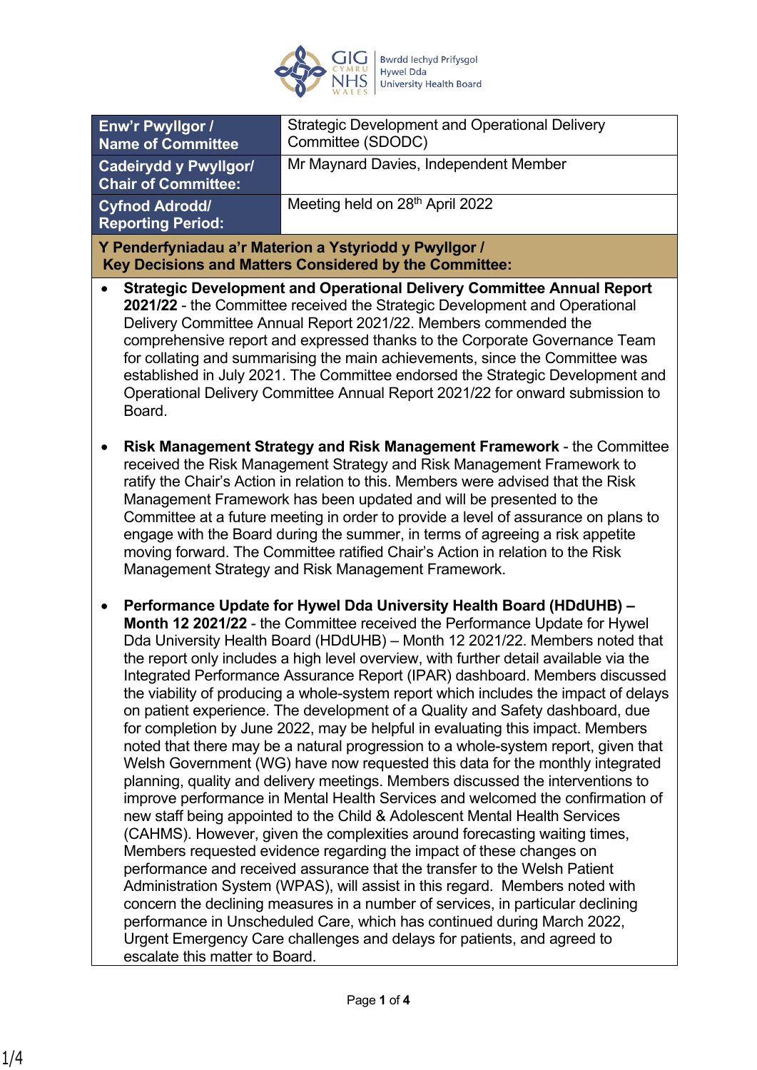| Enw'r Pwyllgor / Name of Committee | Strategic Development and Operational Delivery Committee (SDODC) |
|---|---|
| Cadeirydd y Pwyllgor/ Chair of Committee: | Mr Maynard Davies, Independent Member |
| Cyfnod Adrodd/ Reporting Period: | Meeting held on 28th April 2022 |

**Y Penderfyniadau a'r Materion a Ystyriodd y Pwyllgor / Key Decisions and Matters Considered by the Committee:**

- **Strategic Development and Operational Delivery Committee Annual Report 2021/22** - the Committee received the Strategic Development and Operational Delivery Committee Annual Report 2021/22. Members commended the comprehensive report and expressed thanks to the Corporate Governance Team for collating and summarising the main achievements, since the Committee was established in July 2021. The Committee endorsed the Strategic Development and Operational Delivery Committee Annual Report 2021/22 for onward submission to Board.

- **Risk Management Strategy and Risk Management Framework** - the Committee received the Risk Management Strategy and Risk Management Framework to ratify the Chair's Action in relation to this. Members were advised that the Risk Management Framework has been updated and will be presented to the Committee at a future meeting in order to provide a level of assurance on plans to engage with the Board during the summer, in terms of agreeing a risk appetite moving forward. The Committee ratified Chair's Action in relation to the Risk Management Strategy and Risk Management Framework.

- **Performance Update for Hywel Dda University Health Board (HDdUHB) – Month 12 2021/22** - the Committee received the Performance Update for Hywel Dda University Health Board (HDdUHB) – Month 12 2021/22. Members noted that the report only includes a high level overview, with further detail available via the Integrated Performance Assurance Report (IPAR) dashboard. Members discussed the viability of producing a whole-system report which includes the impact of delays on patient experience. The development of a Quality and Safety dashboard, due for completion by June 2022, may be helpful in evaluating this impact. Members noted that there may be a natural progression to a whole-system report, given that Welsh Government (WG) have now requested this data for the monthly integrated planning, quality and delivery meetings. Members discussed the interventions to improve performance in Mental Health Services and welcomed the confirmation of new staff being appointed to the Child & Adolescent Mental Health Services (CAHMS). However, given the complexities around forecasting waiting times, Members requested evidence regarding the impact of these changes on performance and received assurance that the transfer to the Welsh Patient Administration System (WPAS), will assist in this regard. Members noted with concern the declining measures in a number of services, in particular declining performance in Unscheduled Care, which has continued during March 2022, Urgent Emergency Care challenges and delays for patients, and agreed to escalate this matter to Board.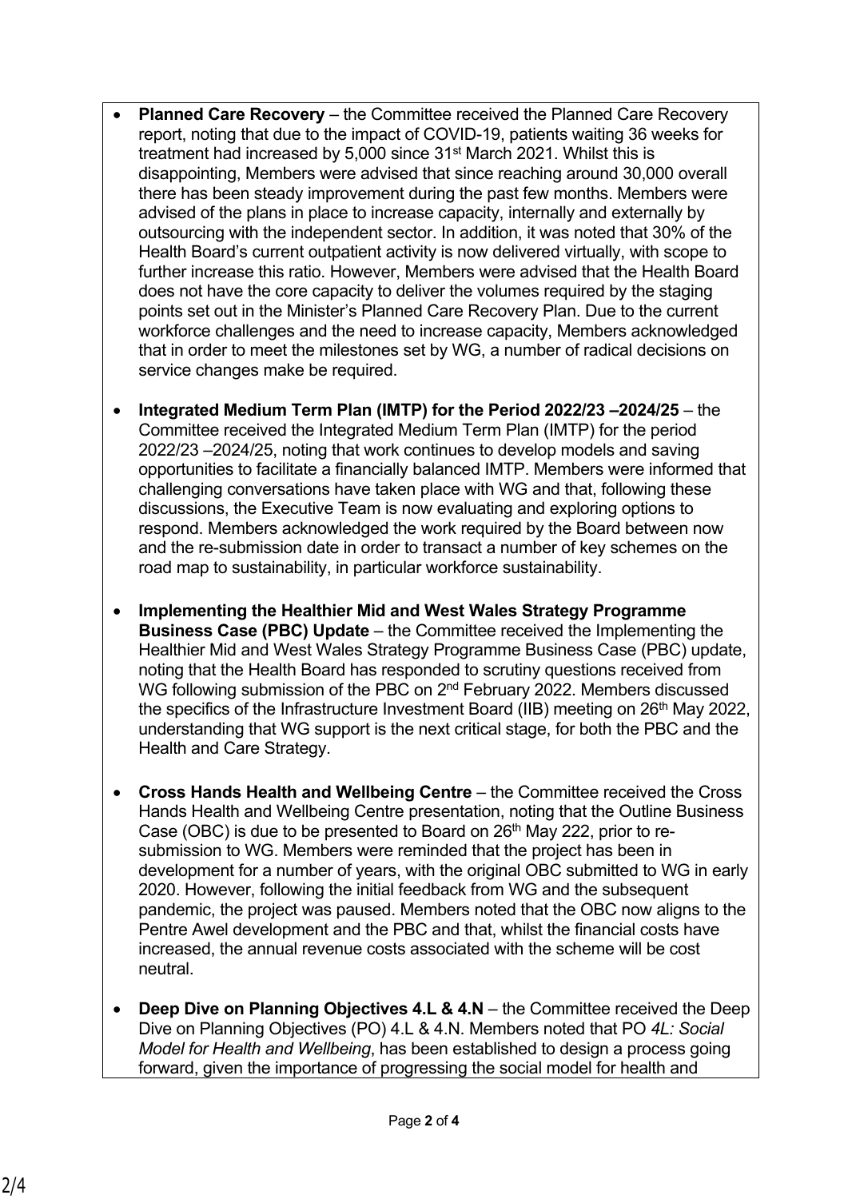- **Planned Care Recovery** – the Committee received the Planned Care Recovery report, noting that due to the impact of COVID-19, patients waiting 36 weeks for treatment had increased by 5,000 since 31st March 2021. Whilst this is disappointing, Members were advised that since reaching around 30,000 overall there has been steady improvement during the past few months. Members were advised of the plans in place to increase capacity, internally and externally by outsourcing with the independent sector. In addition, it was noted that 30% of the Health Board's current outpatient activity is now delivered virtually, with scope to further increase this ratio. However, Members were advised that the Health Board does not have the core capacity to deliver the volumes required by the staging points set out in the Minister's Planned Care Recovery Plan. Due to the current workforce challenges and the need to increase capacity, Members acknowledged that in order to meet the milestones set by WG, a number of radical decisions on service changes make be required.

- **Integrated Medium Term Plan (IMTP) for the Period 2022/23 –2024/25** – the Committee received the Integrated Medium Term Plan (IMTP) for the period 2022/23 –2024/25, noting that work continues to develop models and saving opportunities to facilitate a financially balanced IMTP. Members were informed that challenging conversations have taken place with WG and that, following these discussions, the Executive Team is now evaluating and exploring options to respond. Members acknowledged the work required by the Board between now and the re-submission date in order to transact a number of key schemes on the road map to sustainability, in particular workforce sustainability.

- **Implementing the Healthier Mid and West Wales Strategy Programme Business Case (PBC) Update** – the Committee received the Implementing the Healthier Mid and West Wales Strategy Programme Business Case (PBC) update, noting that the Health Board has responded to scrutiny questions received from WG following submission of the PBC on 2nd February 2022. Members discussed the specifics of the Infrastructure Investment Board (IIB) meeting on 26th May 2022, understanding that WG support is the next critical stage, for both the PBC and the Health and Care Strategy.

- **Cross Hands Health and Wellbeing Centre** – the Committee received the Cross Hands Health and Wellbeing Centre presentation, noting that the Outline Business Case (OBC) is due to be presented to Board on 26th May 222, prior to re-submission to WG. Members were reminded that the project has been in development for a number of years, with the original OBC submitted to WG in early 2020. However, following the initial feedback from WG and the subsequent pandemic, the project was paused. Members noted that the OBC now aligns to the Pentre Awel development and the PBC and that, whilst the financial costs have increased, the annual revenue costs associated with the scheme will be cost neutral.

- **Deep Dive on Planning Objectives 4.L & 4.N** – the Committee received the Deep Dive on Planning Objectives (PO) 4.L & 4.N. Members noted that PO *4L: Social Model for Health and Wellbeing*, has been established to design a process going forward, given the importance of progressing the social model for health and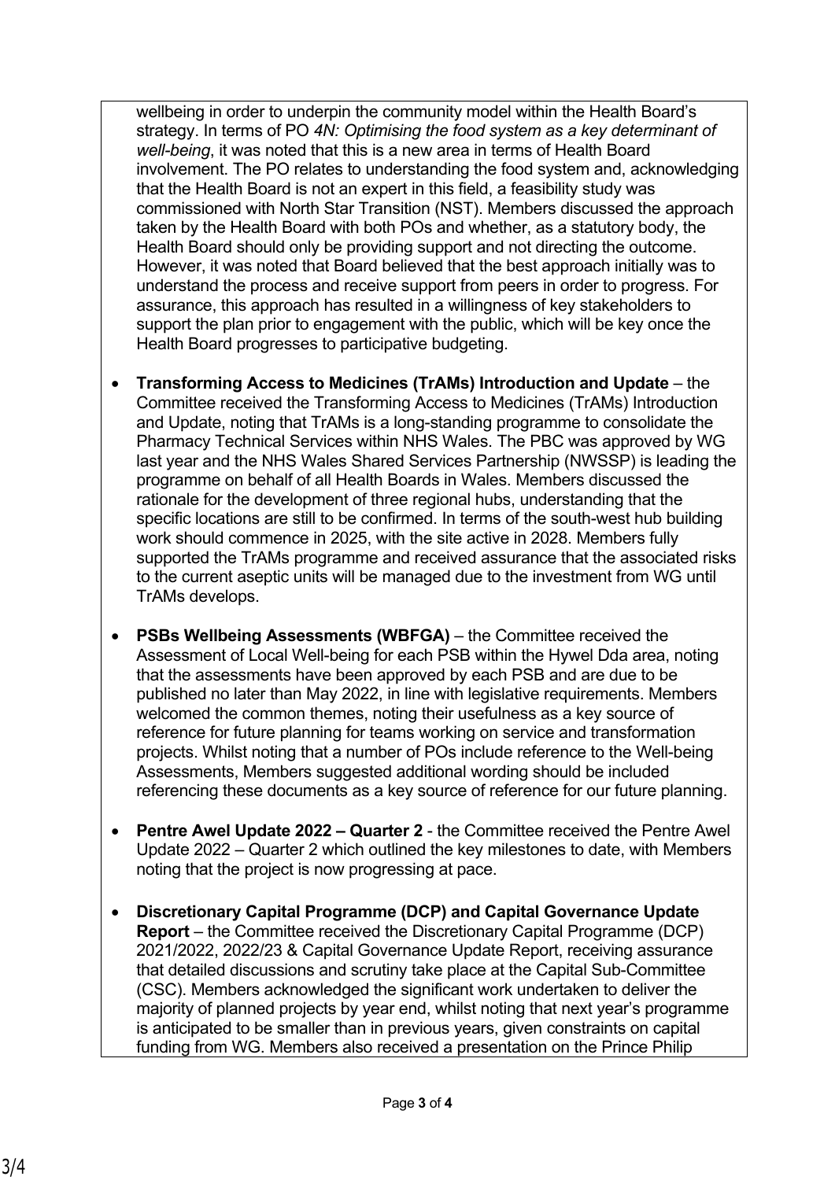wellbeing in order to underpin the community model within the Health Board's strategy. In terms of PO *4N: Optimising the food system as a key determinant of well-being*, it was noted that this is a new area in terms of Health Board involvement. The PO relates to understanding the food system and, acknowledging that the Health Board is not an expert in this field, a feasibility study was commissioned with North Star Transition (NST). Members discussed the approach taken by the Health Board with both POs and whether, as a statutory body, the Health Board should only be providing support and not directing the outcome. However, it was noted that Board believed that the best approach initially was to understand the process and receive support from peers in order to progress. For assurance, this approach has resulted in a willingness of key stakeholders to support the plan prior to engagement with the public, which will be key once the Health Board progresses to participative budgeting.

- **Transforming Access to Medicines (TrAMs) Introduction and Update** – the Committee received the Transforming Access to Medicines (TrAMs) Introduction and Update, noting that TrAMs is a long-standing programme to consolidate the Pharmacy Technical Services within NHS Wales. The PBC was approved by WG last year and the NHS Wales Shared Services Partnership (NWSSP) is leading the programme on behalf of all Health Boards in Wales. Members discussed the rationale for the development of three regional hubs, understanding that the specific locations are still to be confirmed. In terms of the south-west hub building work should commence in 2025, with the site active in 2028. Members fully supported the TrAMs programme and received assurance that the associated risks to the current aseptic units will be managed due to the investment from WG until TrAMs develops.

- **PSBs Wellbeing Assessments (WBFGA)** – the Committee received the Assessment of Local Well-being for each PSB within the Hywel Dda area, noting that the assessments have been approved by each PSB and are due to be published no later than May 2022, in line with legislative requirements. Members welcomed the common themes, noting their usefulness as a key source of reference for future planning for teams working on service and transformation projects. Whilst noting that a number of POs include reference to the Well-being Assessments, Members suggested additional wording should be included referencing these documents as a key source of reference for our future planning.

- **Pentre Awel Update 2022 – Quarter 2** - the Committee received the Pentre Awel Update 2022 – Quarter 2 which outlined the key milestones to date, with Members noting that the project is now progressing at pace.

- **Discretionary Capital Programme (DCP) and Capital Governance Update Report** – the Committee received the Discretionary Capital Programme (DCP) 2021/2022, 2022/23 & Capital Governance Update Report, receiving assurance that detailed discussions and scrutiny take place at the Capital Sub-Committee (CSC). Members acknowledged the significant work undertaken to deliver the majority of planned projects by year end, whilst noting that next year's programme is anticipated to be smaller than in previous years, given constraints on capital funding from WG. Members also received a presentation on the Prince Philip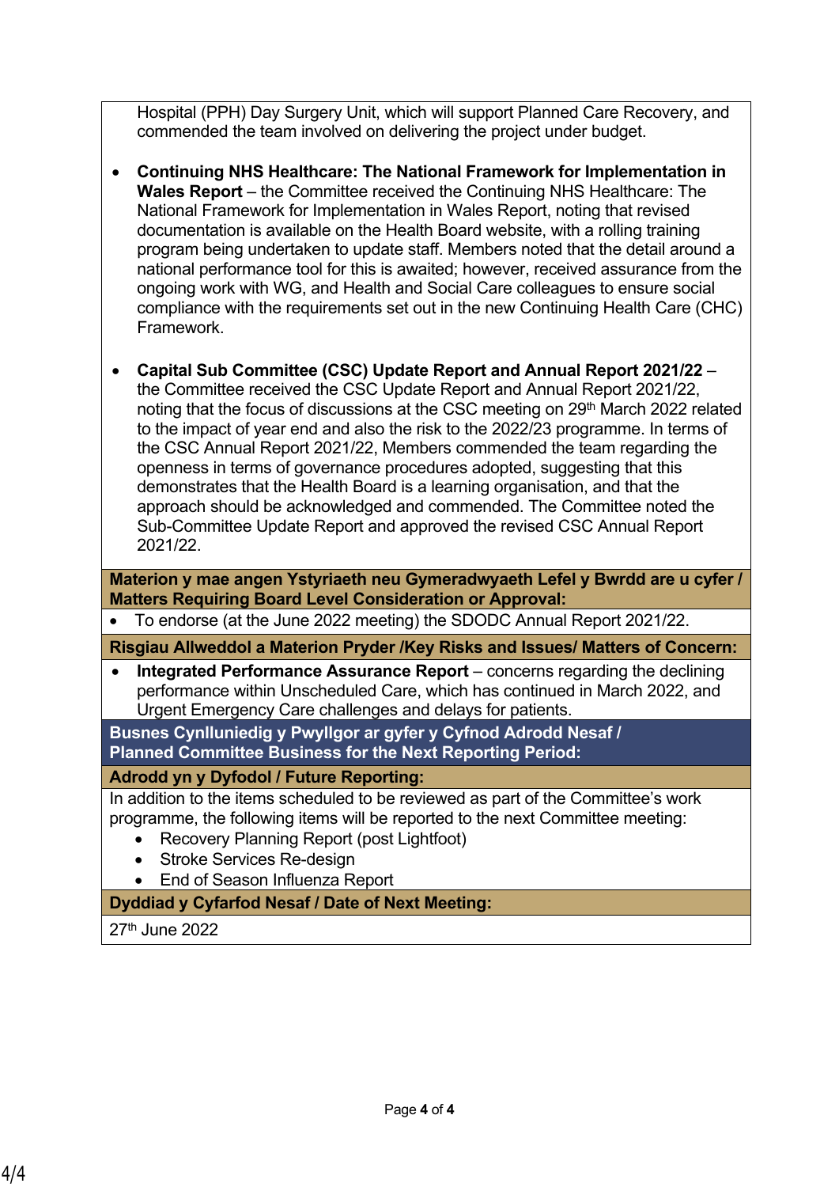Hospital (PPH) Day Surgery Unit, which will support Planned Care Recovery, and commended the team involved on delivering the project under budget.

- **Continuing NHS Healthcare: The National Framework for Implementation in Wales Report** – the Committee received the Continuing NHS Healthcare: The National Framework for Implementation in Wales Report, noting that revised documentation is available on the Health Board website, with a rolling training program being undertaken to update staff. Members noted that the detail around a national performance tool for this is awaited; however, received assurance from the ongoing work with WG, and Health and Social Care colleagues to ensure social compliance with the requirements set out in the new Continuing Health Care (CHC) Framework.

- **Capital Sub Committee (CSC) Update Report and Annual Report 2021/22** – the Committee received the CSC Update Report and Annual Report 2021/22, noting that the focus of discussions at the CSC meeting on 29th March 2022 related to the impact of year end and also the risk to the 2022/23 programme. In terms of the CSC Annual Report 2021/22, Members commended the team regarding the openness in terms of governance procedures adopted, suggesting that this demonstrates that the Health Board is a learning organisation, and that the approach should be acknowledged and commended. The Committee noted the Sub-Committee Update Report and approved the revised CSC Annual Report 2021/22.

**Materion y mae angen Ystyriaeth neu Gymeradwyaeth Lefel y Bwrdd are u cyfer / Matters Requiring Board Level Consideration or Approval:**

- To endorse (at the June 2022 meeting) the SDODC Annual Report 2021/22.

**Risgiau Allweddol a Materion Pryder /Key Risks and Issues/ Matters of Concern:**

- **Integrated Performance Assurance Report** – concerns regarding the declining performance within Unscheduled Care, which has continued in March 2022, and Urgent Emergency Care challenges and delays for patients.

**Busnes Cynlluniedig y Pwyllgor ar gyfer y Cyfnod Adrodd Nesaf / Planned Committee Business for the Next Reporting Period:**

**Adrodd yn y Dyfodol / Future Reporting:**

In addition to the items scheduled to be reviewed as part of the Committee's work programme, the following items will be reported to the next Committee meeting:

- Recovery Planning Report (post Lightfoot)
- Stroke Services Re-design
- End of Season Influenza Report

**Dyddiad y Cyfarfod Nesaf / Date of Next Meeting:**

27th June 2022